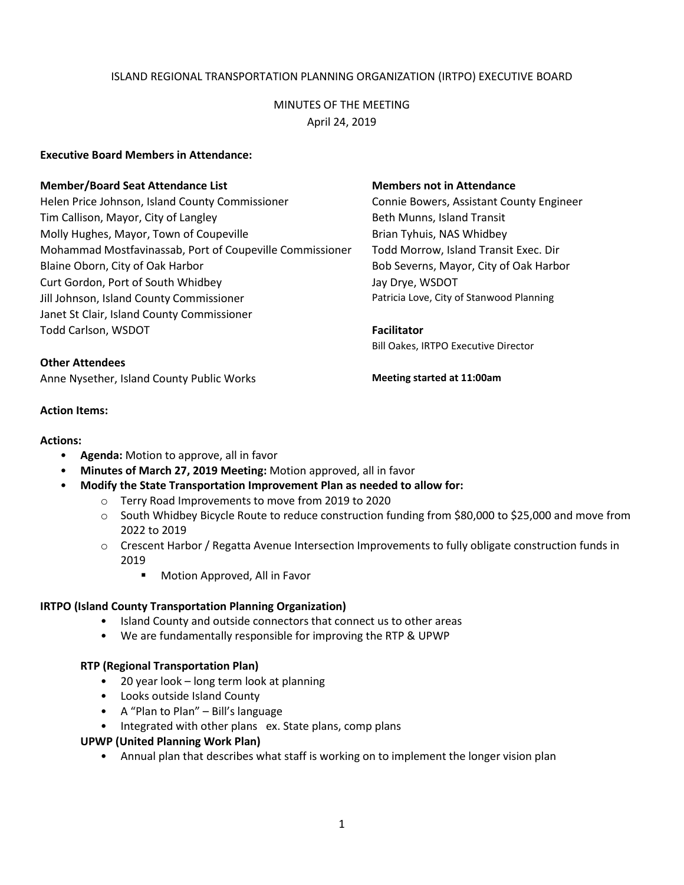ISLAND REGIONAL TRANSPORTATION PLANNING ORGANIZATION (IRTPO) EXECUTIVE BOARD

MINUTES OF THE MEETING
April 24, 2019

**Executive Board Members in Attendance:**

**Member/Board Seat Attendance List**

Helen Price Johnson, Island County Commissioner
Tim Callison, Mayor, City of Langley
Molly Hughes, Mayor, Town of Coupeville
Mohammad Mostfavinassab, Port of Coupeville Commissioner
Blaine Oborn, City of Oak Harbor
Curt Gordon, Port of South Whidbey
Jill Johnson, Island County Commissioner
Janet St Clair, Island County Commissioner
Todd Carlson, WSDOT

**Members not in Attendance**

Connie Bowers, Assistant County Engineer
Beth Munns, Island Transit
Brian Tyhuis, NAS Whidbey
Todd Morrow, Island Transit Exec. Dir
Bob Severns, Mayor, City of Oak Harbor
Jay Drye, WSDOT
Patricia Love, City of Stanwood Planning

**Facilitator**

Bill Oakes, IRTPO Executive Director

**Other Attendees**

Anne Nysether, Island County Public Works

**Meeting started at 11:00am**

**Action Items:**

**Actions:**

- **Agenda:** Motion to approve, all in favor
- **Minutes of March 27, 2019 Meeting:** Motion approved, all in favor
- **Modify the State Transportation Improvement Plan as needed to allow for:**
  - Terry Road Improvements to move from 2019 to 2020
  - South Whidbey Bicycle Route to reduce construction funding from $80,000 to $25,000 and move from 2022 to 2019
  - Crescent Harbor / Regatta Avenue Intersection Improvements to fully obligate construction funds in 2019
    - Motion Approved, All in Favor

**IRTPO (Island County Transportation Planning Organization)**

- Island County and outside connectors that connect us to other areas
- We are fundamentally responsible for improving the RTP & UPWP

**RTP (Regional Transportation Plan)**

- 20 year look – long term look at planning
- Looks outside Island County
- A "Plan to Plan" – Bill's language
- Integrated with other plans ex. State plans, comp plans

**UPWP (United Planning Work Plan)**

- Annual plan that describes what staff is working on to implement the longer vision plan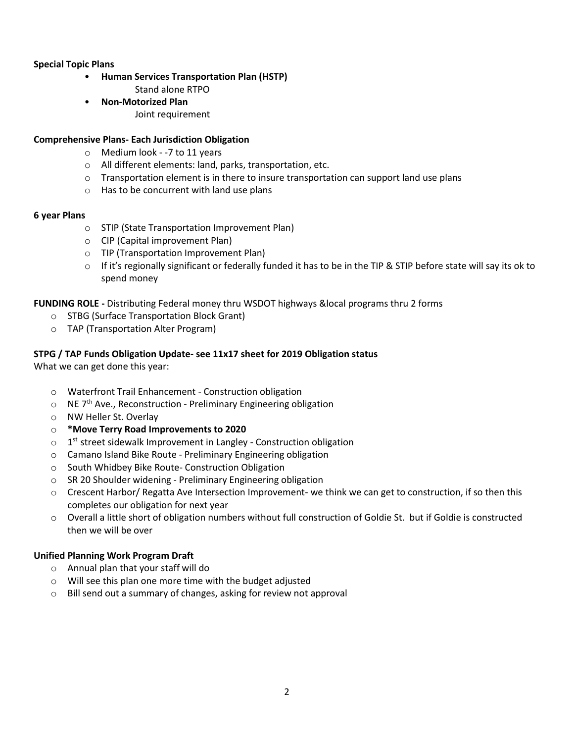**Special Topic Plans**

- **Human Services Transportation Plan (HSTP)**
  Stand alone RTPO
- **Non-Motorized Plan**
  Joint requirement

**Comprehensive Plans- Each Jurisdiction Obligation**

- Medium look - -7 to 11 years
- All different elements: land, parks, transportation, etc.
- Transportation element is in there to insure transportation can support land use plans
- Has to be concurrent with land use plans

**6 year Plans**

- STIP (State Transportation Improvement Plan)
- CIP (Capital improvement Plan)
- TIP (Transportation Improvement Plan)
- If it's regionally significant or federally funded it has to be in the TIP & STIP before state will say its ok to spend money

**FUNDING ROLE -** Distributing Federal money thru WSDOT highways &local programs thru 2 forms

- STBG (Surface Transportation Block Grant)
- TAP (Transportation Alter Program)

**STPG / TAP Funds Obligation Update- see 11x17 sheet for 2019 Obligation status**

What we can get done this year:

- Waterfront Trail Enhancement - Construction obligation
- NE 7th Ave., Reconstruction - Preliminary Engineering obligation
- NW Heller St. Overlay
- **\*Move Terry Road Improvements to 2020**
- 1st street sidewalk Improvement in Langley - Construction obligation
- Camano Island Bike Route - Preliminary Engineering obligation
- South Whidbey Bike Route- Construction Obligation
- SR 20 Shoulder widening - Preliminary Engineering obligation
- Crescent Harbor/ Regatta Ave Intersection Improvement- we think we can get to construction, if so then this completes our obligation for next year
- Overall a little short of obligation numbers without full construction of Goldie St. but if Goldie is constructed then we will be over

**Unified Planning Work Program Draft**

- Annual plan that your staff will do
- Will see this plan one more time with the budget adjusted
- Bill send out a summary of changes, asking for review not approval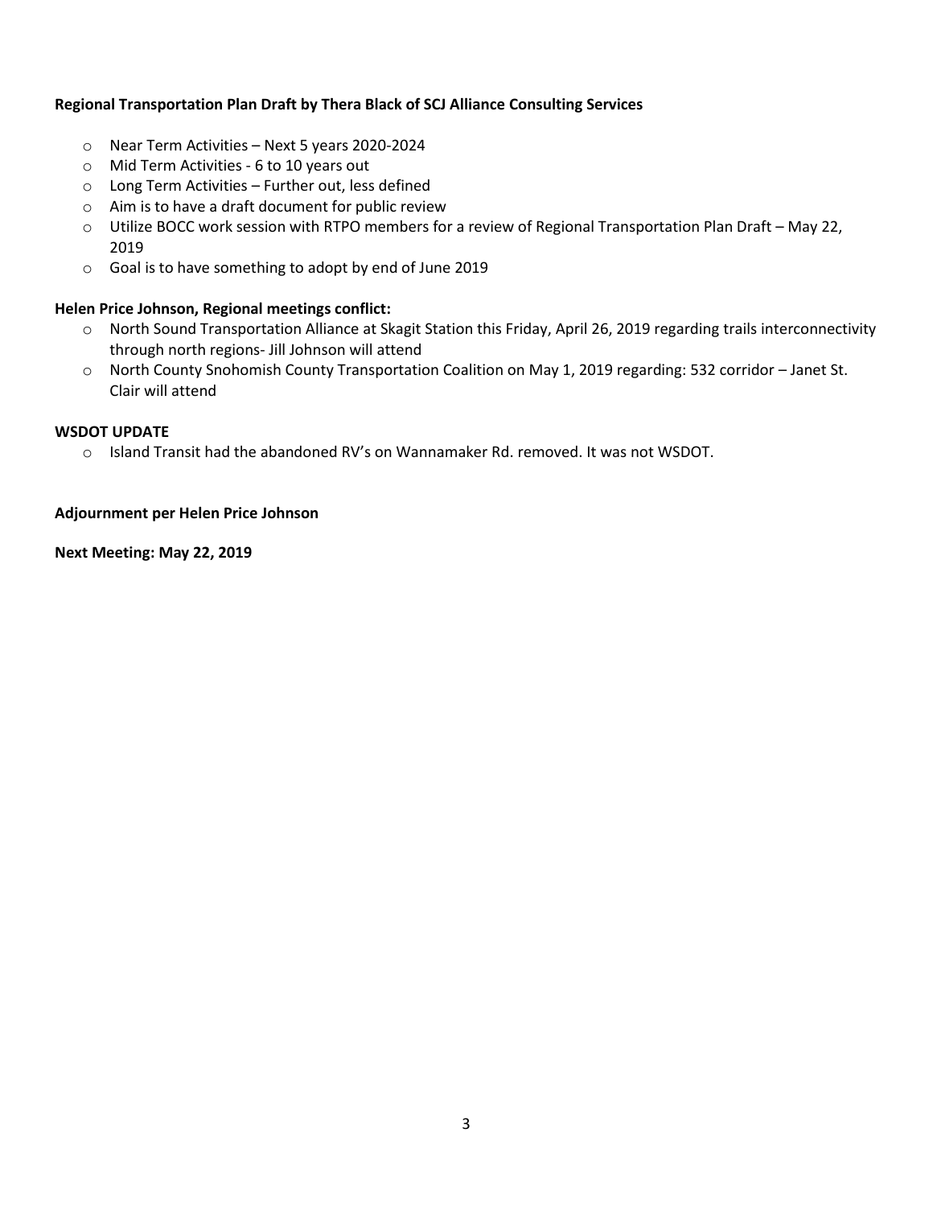**Regional Transportation Plan Draft by Thera Black of SCJ Alliance Consulting Services**

- Near Term Activities – Next 5 years 2020-2024
- Mid Term Activities - 6 to 10 years out
- Long Term Activities – Further out, less defined
- Aim is to have a draft document for public review
- Utilize BOCC work session with RTPO members for a review of Regional Transportation Plan Draft – May 22, 2019
- Goal is to have something to adopt by end of June 2019

**Helen Price Johnson, Regional meetings conflict:**

- North Sound Transportation Alliance at Skagit Station this Friday, April 26, 2019 regarding trails interconnectivity through north regions- Jill Johnson will attend
- North County Snohomish County Transportation Coalition on May 1, 2019 regarding: 532 corridor – Janet St. Clair will attend

**WSDOT UPDATE**

- Island Transit had the abandoned RV's on Wannamaker Rd. removed. It was not WSDOT.

**Adjournment per Helen Price Johnson**

**Next Meeting: May 22, 2019**